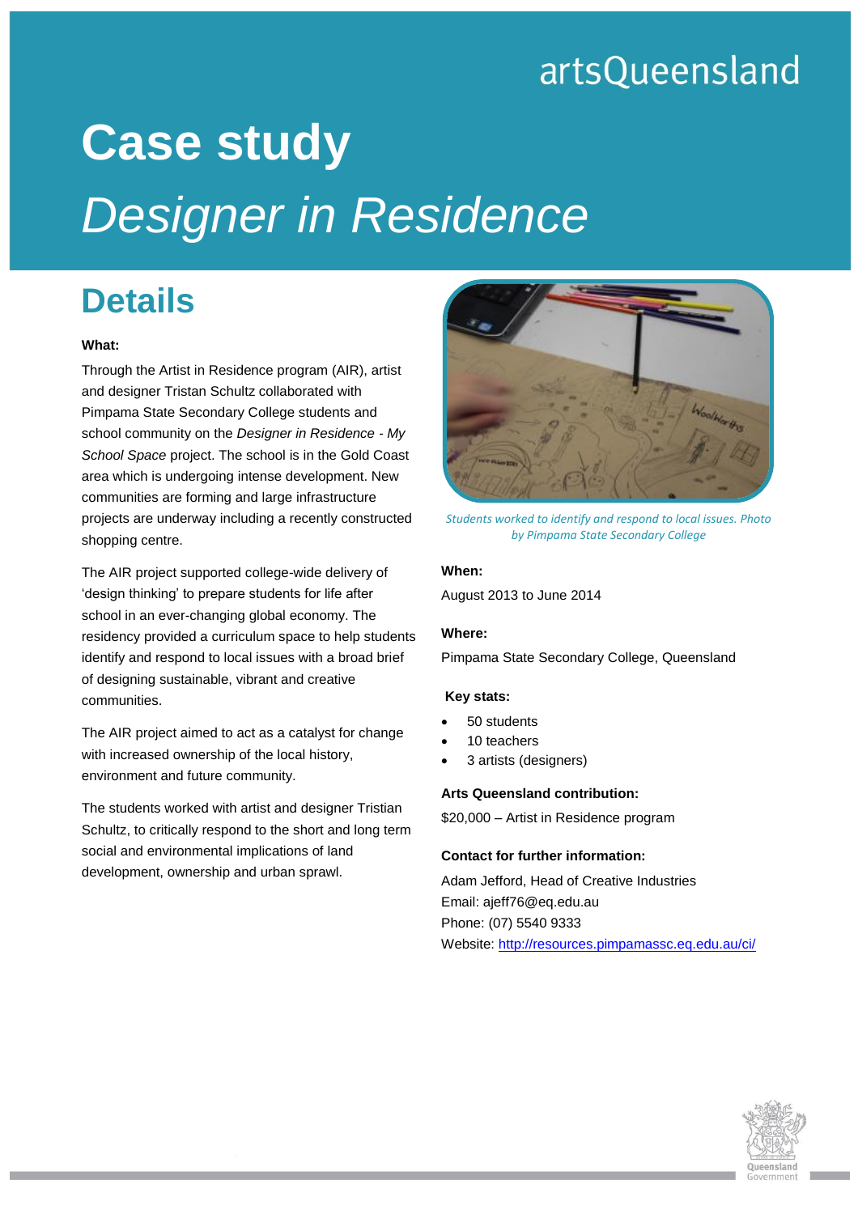artsQueensland

# Case study

# *Designer in Residence*

## Details

**What:**

Through the Artist in Residence program (AIR), artist and designer Tristan Schultz collaborated with Pimpama State Secondary College students and school community on the *Designer in Residence - My School Space* project. The school is in the Gold Coast area which is undergoing intense development. New communities are forming and large infrastructure projects are underway including a recently constructed shopping centre.

The AIR project supported college-wide delivery of 'design thinking' to prepare students for life after school in an ever-changing global economy. The residency provided a curriculum space to help students identify and respond to local issues with a broad brief of designing sustainable, vibrant and creative communities.

The AIR project aimed to act as a catalyst for change with increased ownership of the local history, environment and future community.

The students worked with artist and designer Tristian Schultz, to critically respond to the short and long term social and environmental implications of land development, ownership and urban sprawl.

*Students worked to identify and respond to local issues. Photo by Pimpama State Secondary College*

**When:**

August 2013 to June 2014

**Where:**

Pimpama State Secondary College, Queensland

**Key stats:**

- 50 students
- 10 teachers
- 3 artists (designers)

**Arts Queensland contribution:**

$20,000 – Artist in Residence program

**Contact for further information:**

Adam Jefford, Head of Creative Industries
Email: ajeff76@eq.edu.au
Phone: (07) 5540 9333
Website: http://resources.pimpamassc.eq.edu.au/ci/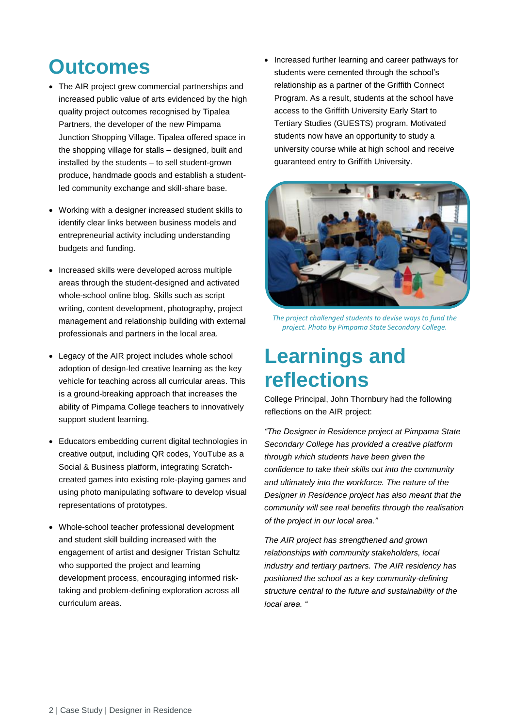# Outcomes

- The AIR project grew commercial partnerships and increased public value of arts evidenced by the high quality project outcomes recognised by Tipalea Partners, the developer of the new Pimpama Junction Shopping Village. Tipalea offered space in the shopping village for stalls – designed, built and installed by the students – to sell student-grown produce, handmade goods and establish a student-led community exchange and skill-share base.
- Working with a designer increased student skills to identify clear links between business models and entrepreneurial activity including understanding budgets and funding.
- Increased skills were developed across multiple areas through the student-designed and activated whole-school online blog. Skills such as script writing, content development, photography, project management and relationship building with external professionals and partners in the local area.
- Legacy of the AIR project includes whole school adoption of design-led creative learning as the key vehicle for teaching across all curricular areas. This is a ground-breaking approach that increases the ability of Pimpama College teachers to innovatively support student learning.
- Educators embedding current digital technologies in creative output, including QR codes, YouTube as a Social & Business platform, integrating Scratch-created games into existing role-playing games and using photo manipulating software to develop visual representations of prototypes.
- Whole-school teacher professional development and student skill building increased with the engagement of artist and designer Tristan Schultz who supported the project and learning development process, encouraging informed risk-taking and problem-defining exploration across all curriculum areas.
- Increased further learning and career pathways for students were cemented through the school's relationship as a partner of the Griffith Connect Program. As a result, students at the school have access to the Griffith University Early Start to Tertiary Studies (GUESTS) program. Motivated students now have an opportunity to study a university course while at high school and receive guaranteed entry to Griffith University.

*The project challenged students to devise ways to fund the project. Photo by Pimpama State Secondary College.*

# Learnings and reflections

College Principal, John Thornbury had the following reflections on the AIR project:

*"The Designer in Residence project at Pimpama State Secondary College has provided a creative platform through which students have been given the confidence to take their skills out into the community and ultimately into the workforce. The nature of the Designer in Residence project has also meant that the community will see real benefits through the realisation of the project in our local area."*

*The AIR project has strengthened and grown relationships with community stakeholders, local industry and tertiary partners. The AIR residency has positioned the school as a key community-defining structure central to the future and sustainability of the local area. "*